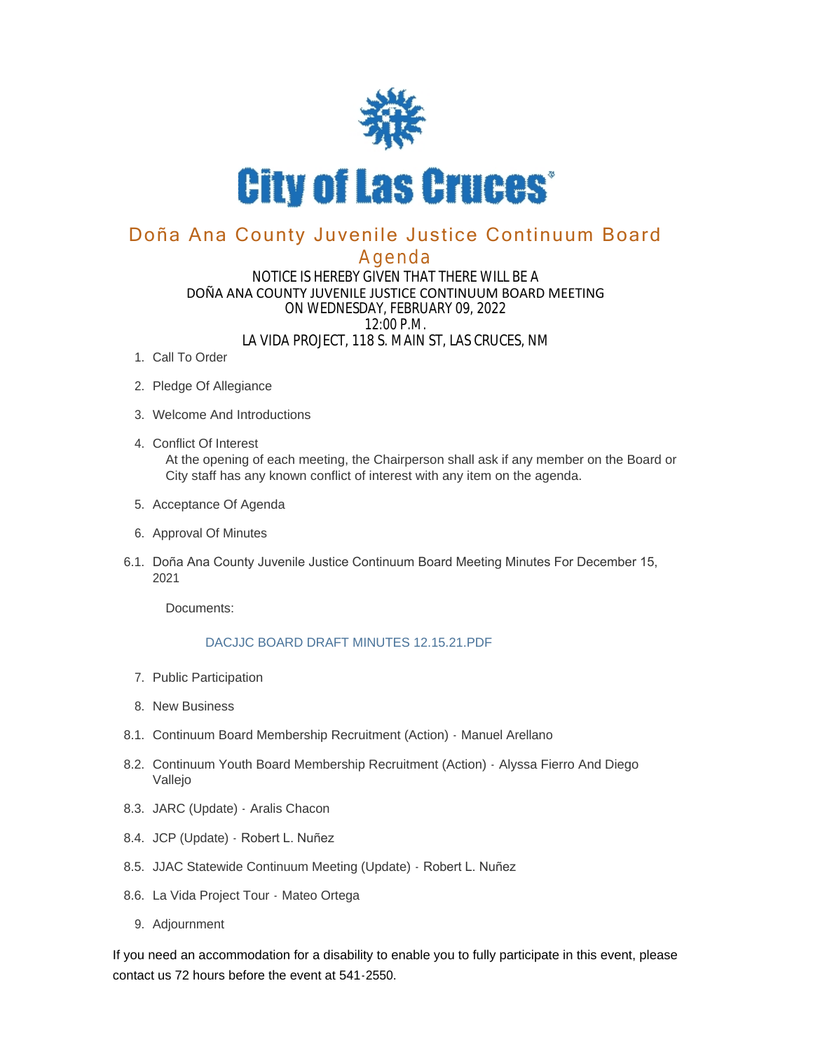# City of Las Cruces

## Doña Ana County Juvenile Justice Continuum Board

## Agenda

NOTICE IS HEREBY GIVEN THAT THERE WILL BE A
DOÑA ANA COUNTY JUVENILE JUSTICE CONTINUUM BOARD MEETING
ON WEDNESDAY, FEBRUARY 09, 2022
12:00 P.M.
LA VIDA PROJECT, 118 S. MAIN ST, LAS CRUCES, NM

1. Call To Order
2. Pledge Of Allegiance
3. Welcome And Introductions
4. Conflict Of Interest

   At the opening of each meeting, the Chairperson shall ask if any member on the Board or City staff has any known conflict of interest with any item on the agenda.

5. Acceptance Of Agenda
6. Approval Of Minutes

6.1. Doña Ana County Juvenile Justice Continuum Board Meeting Minutes For December 15, 2021

   Documents:

   DACJJC BOARD DRAFT MINUTES 12.15.21.PDF

7. Public Participation
8. New Business

8.1. Continuum Board Membership Recruitment (Action) - Manuel Arellano

8.2. Continuum Youth Board Membership Recruitment (Action) - Alyssa Fierro And Diego Vallejo

8.3. JARC (Update) - Aralis Chacon

8.4. JCP (Update) - Robert L. Nuñez

8.5. JJAC Statewide Continuum Meeting (Update) - Robert L. Nuñez

8.6. La Vida Project Tour - Mateo Ortega

9. Adjournment

If you need an accommodation for a disability to enable you to fully participate in this event, please contact us 72 hours before the event at 541-2550.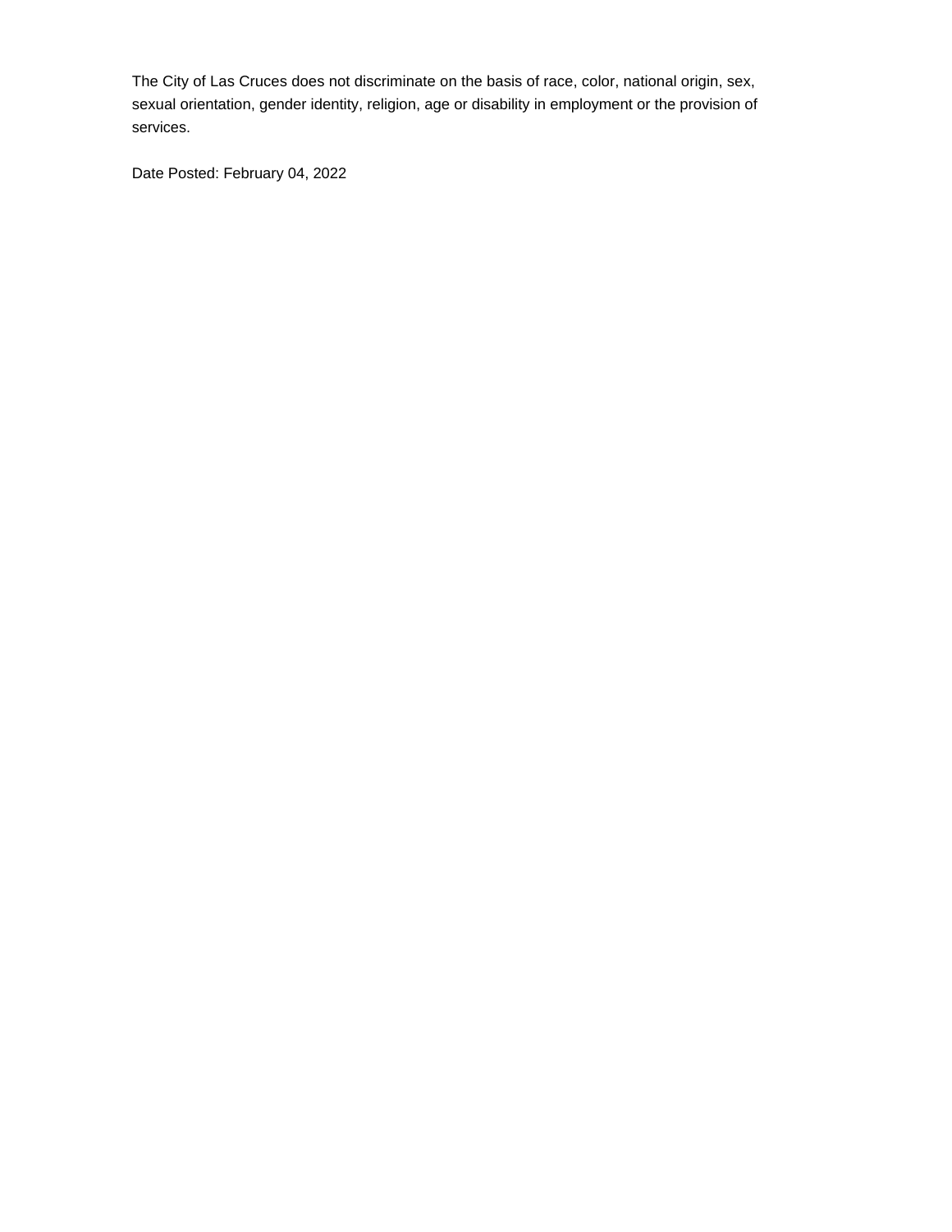The City of Las Cruces does not discriminate on the basis of race, color, national origin, sex, sexual orientation, gender identity, religion, age or disability in employment or the provision of services.

Date Posted: February 04, 2022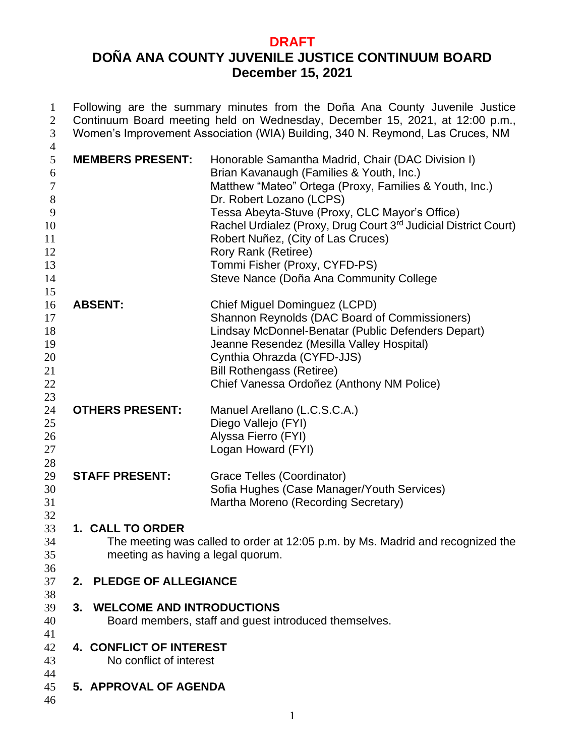**DRAFT**

# DOÑA ANA COUNTY JUVENILE JUSTICE CONTINUUM BOARD

## December 15, 2021

Following are the summary minutes from the Doña Ana County Juvenile Justice Continuum Board meeting held on Wednesday, December 15, 2021, at 12:00 p.m., Women's Improvement Association (WIA) Building, 340 N. Reymond, Las Cruces, NM

| | |
|---|---|
| **MEMBERS PRESENT:** | Honorable Samantha Madrid, Chair (DAC Division I) |
| | Brian Kavanaugh (Families & Youth, Inc.) |
| | Matthew "Mateo" Ortega (Proxy, Families & Youth, Inc.) |
| | Dr. Robert Lozano (LCPS) |
| | Tessa Abeyta-Stuve (Proxy, CLC Mayor's Office) |
| | Rachel Urdialez (Proxy, Drug Court 3rd Judicial District Court) |
| | Robert Nuñez, (City of Las Cruces) |
| | Rory Rank (Retiree) |
| | Tommi Fisher (Proxy, CYFD-PS) |
| | Steve Nance (Doña Ana Community College |
| **ABSENT:** | Chief Miguel Dominguez (LCPD) |
| | Shannon Reynolds (DAC Board of Commissioners) |
| | Lindsay McDonnel-Benatar (Public Defenders Depart) |
| | Jeanne Resendez (Mesilla Valley Hospital) |
| | Cynthia Ohrazda (CYFD-JJS) |
| | Bill Rothengass (Retiree) |
| | Chief Vanessa Ordoñez (Anthony NM Police) |
| **OTHERS PRESENT:** | Manuel Arellano (L.C.S.C.A.) |
| | Diego Vallejo (FYI) |
| | Alyssa Fierro (FYI) |
| | Logan Howard (FYI) |
| **STAFF PRESENT:** | Grace Telles (Coordinator) |
| | Sofia Hughes (Case Manager/Youth Services) |
| | Martha Moreno (Recording Secretary) |

**1. CALL TO ORDER**

The meeting was called to order at 12:05 p.m. by Ms. Madrid and recognized the meeting as having a legal quorum.

**2. PLEDGE OF ALLEGIANCE**

**3. WELCOME AND INTRODUCTIONS**

Board members, staff and guest introduced themselves.

**4. CONFLICT OF INTEREST**

No conflict of interest

**5. APPROVAL OF AGENDA**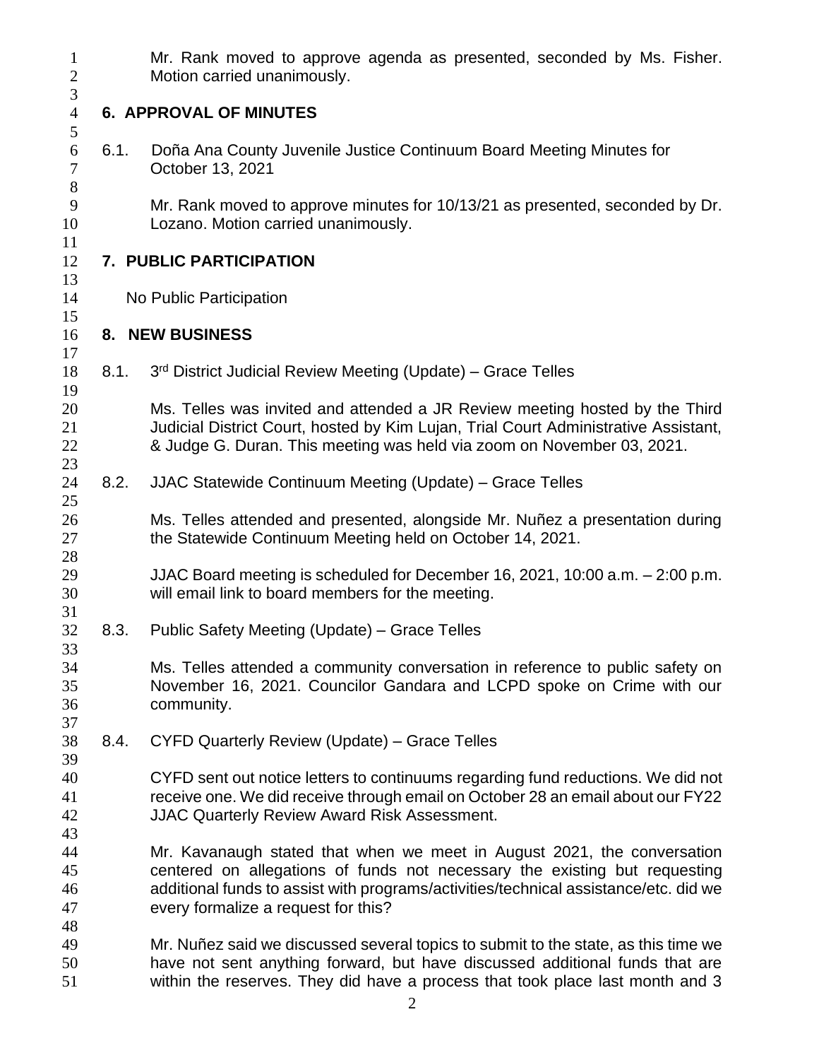Mr. Rank moved to approve agenda as presented, seconded by Ms. Fisher. Motion carried unanimously.

## 6. APPROVAL OF MINUTES

6.1. Doña Ana County Juvenile Justice Continuum Board Meeting Minutes for October 13, 2021

Mr. Rank moved to approve minutes for 10/13/21 as presented, seconded by Dr. Lozano. Motion carried unanimously.

## 7. PUBLIC PARTICIPATION

No Public Participation

## 8. NEW BUSINESS

8.1. 3rd District Judicial Review Meeting (Update) – Grace Telles

Ms. Telles was invited and attended a JR Review meeting hosted by the Third Judicial District Court, hosted by Kim Lujan, Trial Court Administrative Assistant, & Judge G. Duran. This meeting was held via zoom on November 03, 2021.

8.2. JJAC Statewide Continuum Meeting (Update) – Grace Telles

Ms. Telles attended and presented, alongside Mr. Nuñez a presentation during the Statewide Continuum Meeting held on October 14, 2021.

JJAC Board meeting is scheduled for December 16, 2021, 10:00 a.m. – 2:00 p.m. will email link to board members for the meeting.

8.3. Public Safety Meeting (Update) – Grace Telles

Ms. Telles attended a community conversation in reference to public safety on November 16, 2021. Councilor Gandara and LCPD spoke on Crime with our community.

8.4. CYFD Quarterly Review (Update) – Grace Telles

CYFD sent out notice letters to continuums regarding fund reductions. We did not receive one. We did receive through email on October 28 an email about our FY22 JJAC Quarterly Review Award Risk Assessment.

Mr. Kavanaugh stated that when we meet in August 2021, the conversation centered on allegations of funds not necessary the existing but requesting additional funds to assist with programs/activities/technical assistance/etc. did we every formalize a request for this?

Mr. Nuñez said we discussed several topics to submit to the state, as this time we have not sent anything forward, but have discussed additional funds that are within the reserves. They did have a process that took place last month and 3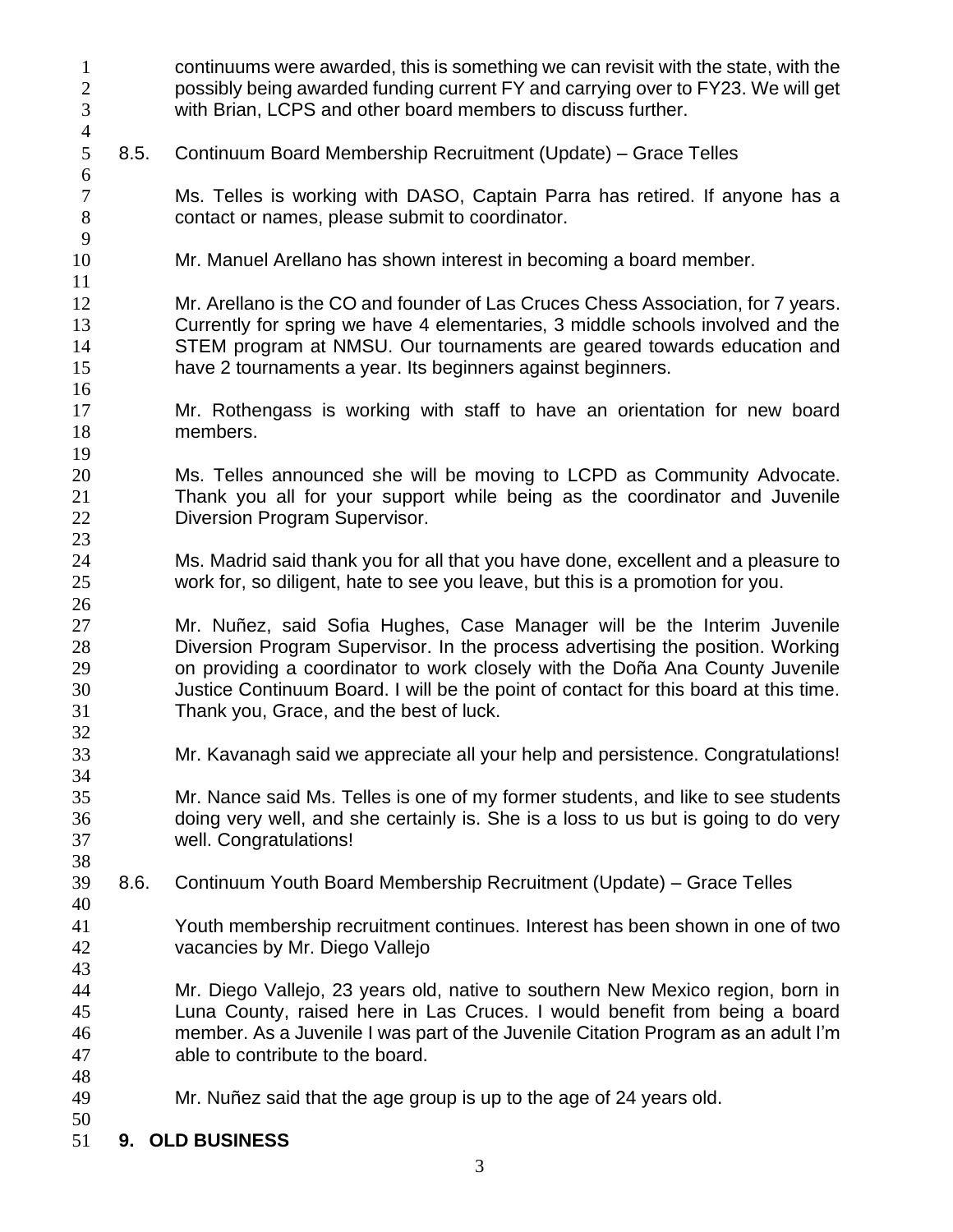continuums were awarded, this is something we can revisit with the state, with the possibly being awarded funding current FY and carrying over to FY23. We will get with Brian, LCPS and other board members to discuss further.

8.5. Continuum Board Membership Recruitment (Update) – Grace Telles

Ms. Telles is working with DASO, Captain Parra has retired. If anyone has a contact or names, please submit to coordinator.

Mr. Manuel Arellano has shown interest in becoming a board member.

Mr. Arellano is the CO and founder of Las Cruces Chess Association, for 7 years. Currently for spring we have 4 elementaries, 3 middle schools involved and the STEM program at NMSU. Our tournaments are geared towards education and have 2 tournaments a year. Its beginners against beginners.

Mr. Rothengass is working with staff to have an orientation for new board members.

Ms. Telles announced she will be moving to LCPD as Community Advocate. Thank you all for your support while being as the coordinator and Juvenile Diversion Program Supervisor.

Ms. Madrid said thank you for all that you have done, excellent and a pleasure to work for, so diligent, hate to see you leave, but this is a promotion for you.

Mr. Nuñez, said Sofia Hughes, Case Manager will be the Interim Juvenile Diversion Program Supervisor. In the process advertising the position. Working on providing a coordinator to work closely with the Doña Ana County Juvenile Justice Continuum Board. I will be the point of contact for this board at this time. Thank you, Grace, and the best of luck.

Mr. Kavanagh said we appreciate all your help and persistence. Congratulations!

Mr. Nance said Ms. Telles is one of my former students, and like to see students doing very well, and she certainly is. She is a loss to us but is going to do very well. Congratulations!

8.6. Continuum Youth Board Membership Recruitment (Update) – Grace Telles

Youth membership recruitment continues. Interest has been shown in one of two vacancies by Mr. Diego Vallejo

Mr. Diego Vallejo, 23 years old, native to southern New Mexico region, born in Luna County, raised here in Las Cruces. I would benefit from being a board member. As a Juvenile I was part of the Juvenile Citation Program as an adult I'm able to contribute to the board.

Mr. Nuñez said that the age group is up to the age of 24 years old.

**9. OLD BUSINESS**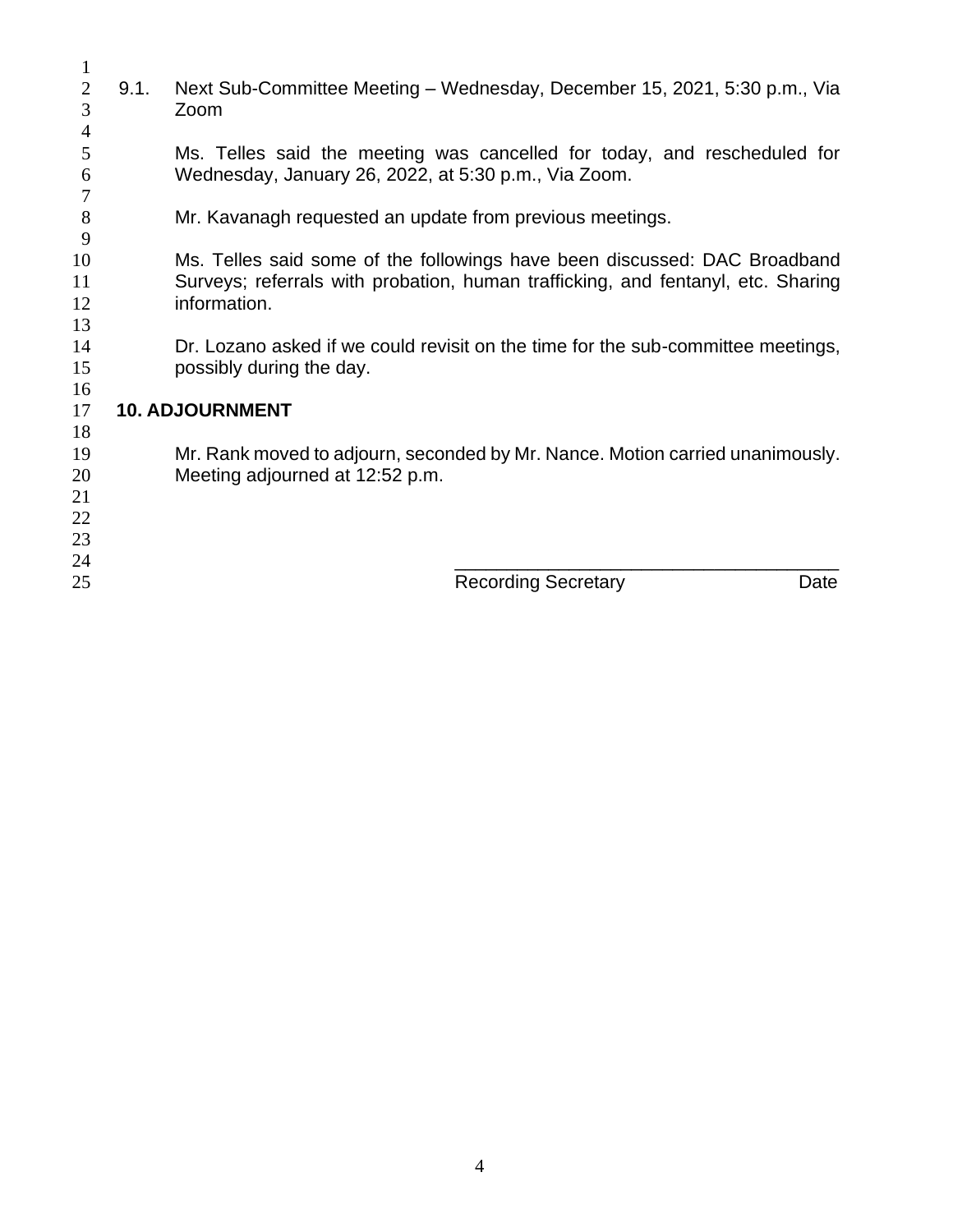9.1. Next Sub-Committee Meeting – Wednesday, December 15, 2021, 5:30 p.m., Via Zoom

Ms. Telles said the meeting was cancelled for today, and rescheduled for Wednesday, January 26, 2022, at 5:30 p.m., Via Zoom.

Mr. Kavanagh requested an update from previous meetings.

Ms. Telles said some of the followings have been discussed: DAC Broadband Surveys; referrals with probation, human trafficking, and fentanyl, etc. Sharing information.

Dr. Lozano asked if we could revisit on the time for the sub-committee meetings, possibly during the day.

## 10. ADJOURNMENT

Mr. Rank moved to adjourn, seconded by Mr. Nance. Motion carried unanimously. Meeting adjourned at 12:52 p.m.

\_\_\_\_\_\_\_\_\_\_\_\_\_\_\_\_\_\_\_\_\_\_\_\_\_\_\_\_\_\_\_\_\_\_\_\_\_\_

Recording Secretary Date